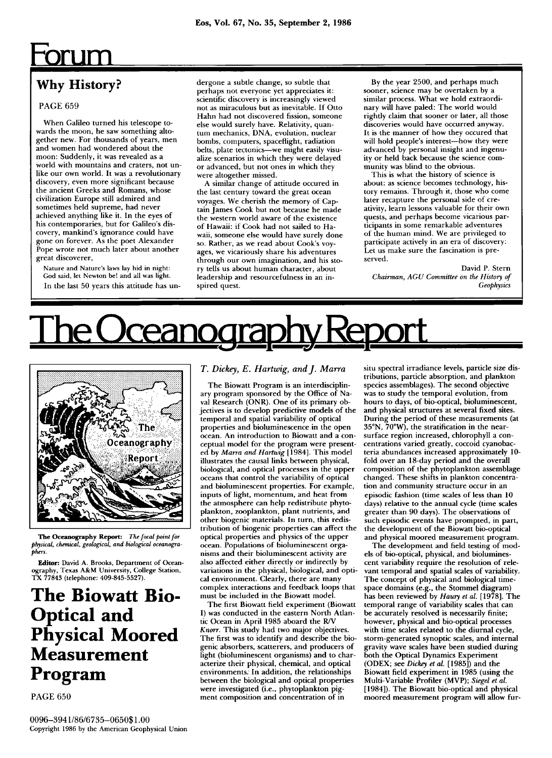# Forum

## Why History?

PAGE 659

When Galileo turned his telescope towards the moon, he saw something altogether new. For thousands of years, men and women had wondered about the moon: Suddenly, it was revealed as a world with mountains and craters, not unlike our own world. It was a revolutionary discovery, even more significant because the ancient Greeks and Romans, whose civilization Europe still admired and sometimes held supreme, had never achieved anything like it. In the eyes of his contemporaries, but for Galileo's discovery, mankind's ignorance could have gone on forever. As the poet Alexander Pope wrote not much later about another great discoverer,

> Nature and Nature's laws lay hid in night:
> God said, let Newton be! and all was light.

In the last 50 years this attitude has undergone a subtle change, so subtle that perhaps not everyone yet appreciates it: scientific discovery is increasingly viewed not as miraculous but as inevitable. If Otto Hahn had not discovered fission, someone else would surely have. Relativity, quantum mechanics, DNA, evolution, nuclear bombs, computers, spaceflight, radiation belts, plate tectonics—we might easily visualize scenarios in which they were delayed or advanced, but not ones in which they were altogether missed.

A similar change of attitude occured in the last century toward the great ocean voyages. We cherish the memory of Captain James Cook but not because he made the western world aware of the existence of Hawaii: if Cook had not sailed to Hawaii, someone else would have surely done so. Rather, as we read about Cook's voyages, we vicariously share his adventures through our own imagination, and his story tells us about human character, about leadership and resourcefulness in an inspired quest.

By the year 2500, and perhaps much sooner, science may be overtaken by a similar process. What we hold extraordinary will have paled: The world would rightly claim that sooner or later, all those discoveries would have occurred anyway. It is the manner of how they occured that will hold people's interest—how they were advanced by personal insight and ingenuity or held back because the science community was blind to the obvious.

This is what the history of science is about: as science becomes technology, history remains. Through it, those who come later recapture the personal side of creativity, learn lessons valuable for their own quests, and perhaps become vicarious participants in some remarkable adventures of the human mind. We are privileged to participate actively in an era of discovery: Let us make sure the fascination is preserved.

David P. Stern
*Chairman, AGU Committee on the History of Geophysics*

# The Oceanography Report

**The Oceanography Report:** *The focal point for physical, chemical, geological, and biological oceanographers.*

**Editor:** David A. Brooks, Department of Oceanography, Texas A&M University, College Station, TX 77843 (telephone: 409-845-5527).

## The Biowatt Bio-Optical and Physical Moored Measurement Program

PAGE 650

*T. Dickey, E. Hartwig, and J. Marra*

The Biowatt Program is an interdisciplinary program sponsored by the Office of Naval Research (ONR). One of its primary objectives is to develop predictive models of the temporal and spatial variability of optical properties and bioluminescence in the open ocean. An introduction to Biowatt and a conceptual model for the program were presented by *Marra and Hartwig* [1984]. This model illustrates the causal links between physical, biological, and optical processes in the upper oceans that control the variability of optical and bioluminescent properties. For example, inputs of light, momentum, and heat from the atmosphere can help redistribute phytoplankton, zooplankton, plant nutrients, and other biogenic materials. In turn, this redistribution of biogenic properties can affect the optical properties and physics of the upper ocean. Populations of bioluminescent organisms and their bioluminescent activity are also affected either directly or indirectly by variations in the physical, biological, and optical environment. Clearly, there are many complex interactions and feedback loops that must be included in the Biowatt model.

The first Biowatt field experiment (Biowatt I) was conducted in the eastern North Atlantic Ocean in April 1985 aboard the R/V *Knorr*. This study had two major objectives. The first was to identify and describe the biogenic absorbers, scatterers, and producers of light (bioluminescent organisms) and to characterize their physical, chemical, and optical environments. In addition, the relationships between the biological and optical properties were investigated (i.e., phytoplankton pigment composition and concentration of in situ spectral irradiance levels, particle size distributions, particle absorption, and plankton species assemblages). The second objective was to study the temporal evolution, from hours to days, of bio-optical, bioluminescent, and physical structures at several fixed sites. During the period of these measurements (at 35°N, 70°W), the stratification in the near-surface region increased, chlorophyll a concentrations varied greatly, coccoid cyanobacteria abundances increased approximately 10-fold over an 18-day period and the overall composition of the phytoplankton assemblage changed. These shifts in plankton concentration and community structure occur in an episodic fashion (time scales of less than 10 days) relative to the annual cycle (time scales greater than 90 days). The observations of such episodic events have prompted, in part, the development of the Biowatt bio-optical and physical moored measurement program.

The development and field testing of models of bio-optical, physical, and bioluminescent variability require the resolution of relevant temporal and spatial scales of variability. The concept of physical and biological time-space domains (e.g., the Stommel diagram) has been reviewed by *Haury et al.* [1978]. The temporal range of variability scales that can be accurately resolved is necessarily finite; however, physical and bio-optical processes with time scales related to the diurnal cycle, storm-generated synoptic scales, and internal gravity wave scales have been studied during both the Optical Dynamics Experiment (ODEX; see *Dickey et al.* [1985]) and the Biowatt field experiment in 1985 (using the Multi-Variable Profiler (MVP); *Siegel et al.* [1984]). The Biowatt bio-optical and physical moored measurement program will allow fur-

0096-3941/86/6735-0650$1.00
Copyright 1986 by the American Geophysical Union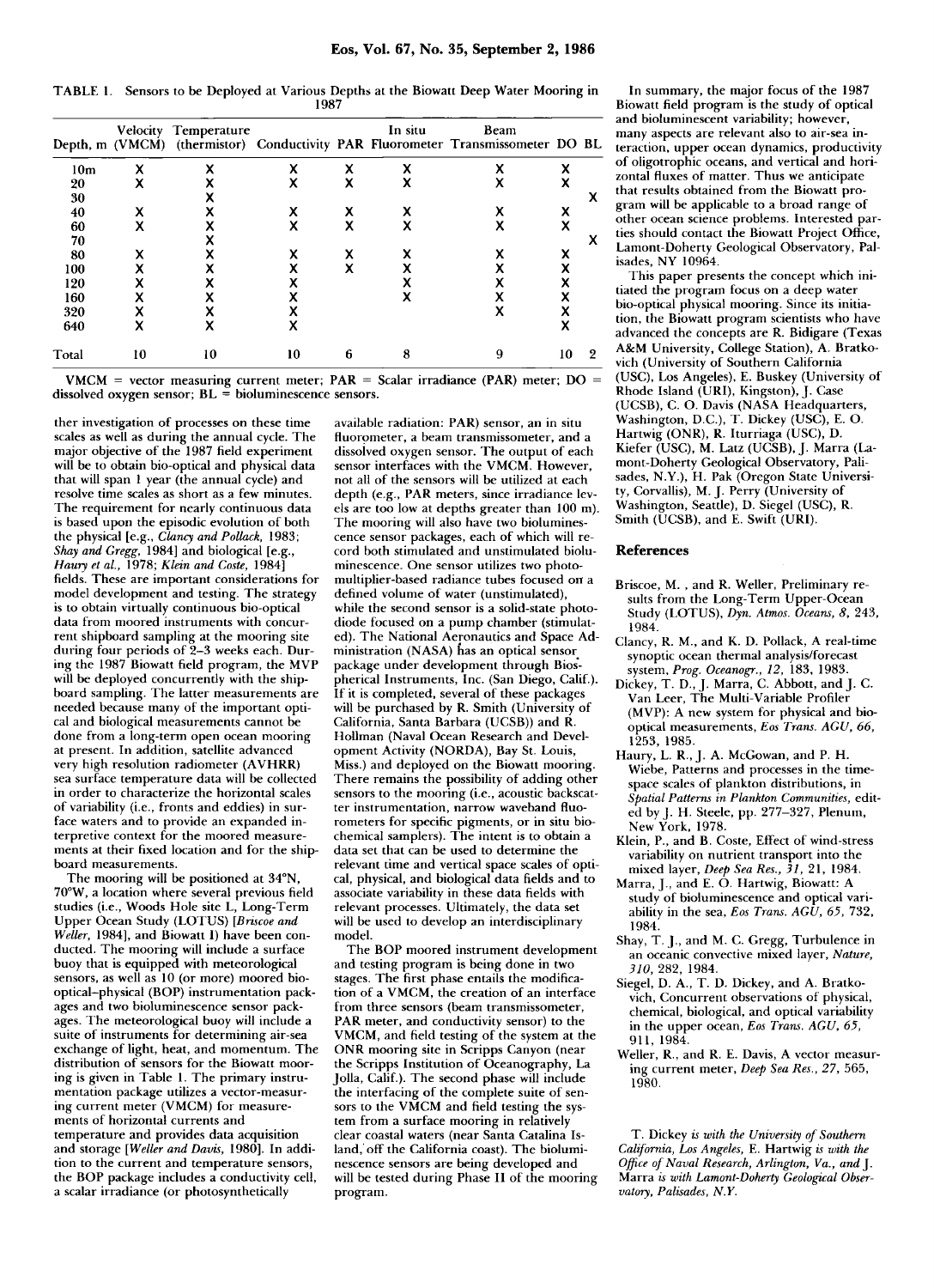TABLE 1. Sensors to be Deployed at Various Depths at the Biowatt Deep Water Mooring in 1987

| Depth, m | Velocity (VMCM) | Temperature (thermistor) | Conductivity | PAR | In situ Fluorometer | Beam Transmissometer | DO | BL |
|---|---|---|---|---|---|---|---|---|
| 10m | X | X | X | X | X | X | X | |
| 20 | X | X | X | X | X | X | X | |
| 30 | | X | | | | | | X |
| 40 | X | X | X | X | X | X | X | |
| 60 | X | X | X | X | X | X | X | |
| 70 | | X | | | | | | X |
| 80 | X | X | X | X | X | X | X | |
| 100 | X | X | X | X | X | X | X | |
| 120 | X | X | X | | X | X | X | |
| 160 | X | X | X | | X | X | X | |
| 320 | X | X | X | | | X | X | |
| 640 | X | X | X | | | | X | |
| Total | 10 | 10 | 10 | 6 | 8 | 9 | 10 | 2 |

VMCM = vector measuring current meter; PAR = Scalar irradiance (PAR) meter; DO = dissolved oxygen sensor; BL = bioluminescence sensors.

ther investigation of processes on these time scales as well as during the annual cycle. The major objective of the 1987 field experiment will be to obtain bio-optical and physical data that will span 1 year (the annual cycle) and resolve time scales as short as a few minutes. The requirement for nearly continuous data is based upon the episodic evolution of both the physical [e.g., *Clancy and Pollack*, 1983; *Shay and Gregg*, 1984] and biological [e.g., *Haury et al.*, 1978; *Klein and Coste*, 1984] fields. These are important considerations for model development and testing. The strategy is to obtain virtually continuous bio-optical data from moored instruments with concurrent shipboard sampling at the mooring site during four periods of 2–3 weeks each. During the 1987 Biowatt field program, the MVP will be deployed concurrently with the shipboard sampling. The latter measurements are needed because many of the important optical and biological measurements cannot be done from a long-term open ocean mooring at present. In addition, satellite advanced very high resolution radiometer (AVHRR) sea surface temperature data will be collected in order to characterize the horizontal scales of variability (i.e., fronts and eddies) in surface waters and to provide an expanded interpretive context for the moored measurements at their fixed location and for the shipboard measurements.

The mooring will be positioned at 34°N, 70°W, a location where several previous field studies (i.e., Woods Hole site L, Long-Term Upper Ocean Study (LOTUS) [*Briscoe and Weller*, 1984], and Biowatt I) have been conducted. The mooring will include a surface buoy that is equipped with meteorological sensors, as well as 10 (or more) moored bio-optical–physical (BOP) instrumentation packages and two bioluminescence sensor packages. The meteorological buoy will include a suite of instruments for determining air-sea exchange of light, heat, and momentum. The distribution of sensors for the Biowatt mooring is given in Table 1. The primary instrumentation package utilizes a vector-measuring current meter (VMCM) for measurements of horizontal currents and temperature and provides data acquisition and storage [*Weller and Davis*, 1980]. In addition to the current and temperature sensors, the BOP package includes a conductivity cell, a scalar irradiance (or photosynthetically available radiation: PAR) sensor, an in situ fluorometer, a beam transmissometer, and a dissolved oxygen sensor. The output of each sensor interfaces with the VMCM. However, not all of the sensors will be utilized at each depth (e.g., PAR meters, since irradiance levels are too low at depths greater than 100 m). The mooring will also have two bioluminescence sensor packages, each of which will record both stimulated and unstimulated bioluminescence. One sensor utilizes two photomultiplier-based radiance tubes focused on a defined volume of water (unstimulated), while the second sensor is a solid-state photodiode focused on a pump chamber (stimulated). The National Aeronautics and Space Administration (NASA) has an optical sensor package under development through Biospherical Instruments, Inc. (San Diego, Calif.). If it is completed, several of these packages will be purchased by R. Smith (University of California, Santa Barbara (UCSB)) and R. Hollman (Naval Ocean Research and Development Activity (NORDA), Bay St. Louis, Miss.) and deployed on the Biowatt mooring. There remains the possibility of adding other sensors to the mooring (i.e., acoustic backscatter instrumentation, narrow waveband fluorometers for specific pigments, or in situ biochemical samplers). The intent is to obtain a data set that can be used to determine the relevant time and vertical space scales of optical, physical, and biological data fields and to associate variability in these data fields with relevant processes. Ultimately, the data set will be used to develop an interdisciplinary model.

The BOP moored instrument development and testing program is being done in two stages. The first phase entails the modification of a VMCM, the creation of an interface from three sensors (beam transmissometer, PAR meter, and conductivity sensor) to the VMCM, and field testing of the system at the ONR mooring site in Scripps Canyon (near the Scripps Institution of Oceanography, La Jolla, Calif.). The second phase will include the interfacing of the complete suite of sensors to the VMCM and field testing the system from a surface mooring in relatively clear coastal waters (near Santa Catalina Island, off the California coast). The bioluminescence sensors are being developed and will be tested during Phase II of the mooring program.

In summary, the major focus of the 1987 Biowatt field program is the study of optical and bioluminescent variability; however, many aspects are relevant also to air-sea interaction, upper ocean dynamics, productivity of oligotrophic oceans, and vertical and horizontal fluxes of matter. Thus we anticipate that results obtained from the Biowatt program will be applicable to a broad range of other ocean science problems. Interested parties should contact the Biowatt Project Office, Lamont-Doherty Geological Observatory, Palisades, NY 10964.

This paper presents the concept which initiated the program focus on a deep water bio-optical physical mooring. Since its initiation, the Biowatt program scientists who have advanced the concepts are R. Bidigare (Texas A&M University, College Station), A. Bratkovich (University of Southern California (USC), Los Angeles), E. Buskey (University of Rhode Island (URI), Kingston), J. Case (UCSB), C. O. Davis (NASA Headquarters, Washington, D.C.), T. Dickey (USC), E. O. Hartwig (ONR), R. Iturriaga (USC), D. Kiefer (USC), M. Latz (UCSB), J. Marra (Lamont-Doherty Geological Observatory, Palisades, N.Y.), H. Pak (Oregon State University, Corvallis), M. J. Perry (University of Washington, Seattle), D. Siegel (USC), R. Smith (UCSB), and E. Swift (URI).

## References

Briscoe, M. , and R. Weller, Preliminary results from the Long-Term Upper-Ocean Study (LOTUS), *Dyn. Atmos. Oceans*, *8*, 243, 1984.

Clancy, R. M., and K. D. Pollack, A real-time synoptic ocean thermal analysis/forecast system, *Prog. Oceanogr.*, *12*, 183, 1983.

Dickey, T. D., J. Marra, C. Abbott, and J. C. Van Leer, The Multi-Variable Profiler (MVP): A new system for physical and bio-optical measurements, *Eos Trans. AGU*, *66*, 1253, 1985.

Haury, L. R., J. A. McGowan, and P. H. Wiebe, Patterns and processes in the time-space scales of plankton distributions, in *Spatial Patterns in Plankton Communities*, edited by J. H. Steele, pp. 277–327, Plenum, New York, 1978.

Klein, P., and B. Coste, Effect of wind-stress variability on nutrient transport into the mixed layer, *Deep Sea Res.*, *31*, 21, 1984.

Marra, J., and E. O. Hartwig, Biowatt: A study of bioluminescence and optical variability in the sea, *Eos Trans. AGU*, *65*, 732, 1984.

Shay, T. J., and M. C. Gregg, Turbulence in an oceanic convective mixed layer, *Nature*, *310*, 282, 1984.

Siegel, D. A., T. D. Dickey, and A. Bratkovich, Concurrent observations of physical, chemical, biological, and optical variability in the upper ocean, *Eos Trans. AGU*, *65*, 911, 1984.

Weller, R., and R. E. Davis, A vector measuring current meter, *Deep Sea Res.*, *27*, 565, 1980.

T. Dickey *is with the University of Southern California, Los Angeles,* E. Hartwig *is with the Office of Naval Research, Arlington, Va., and* J. Marra *is with Lamont-Doherty Geological Observatory, Palisades, N.Y.*